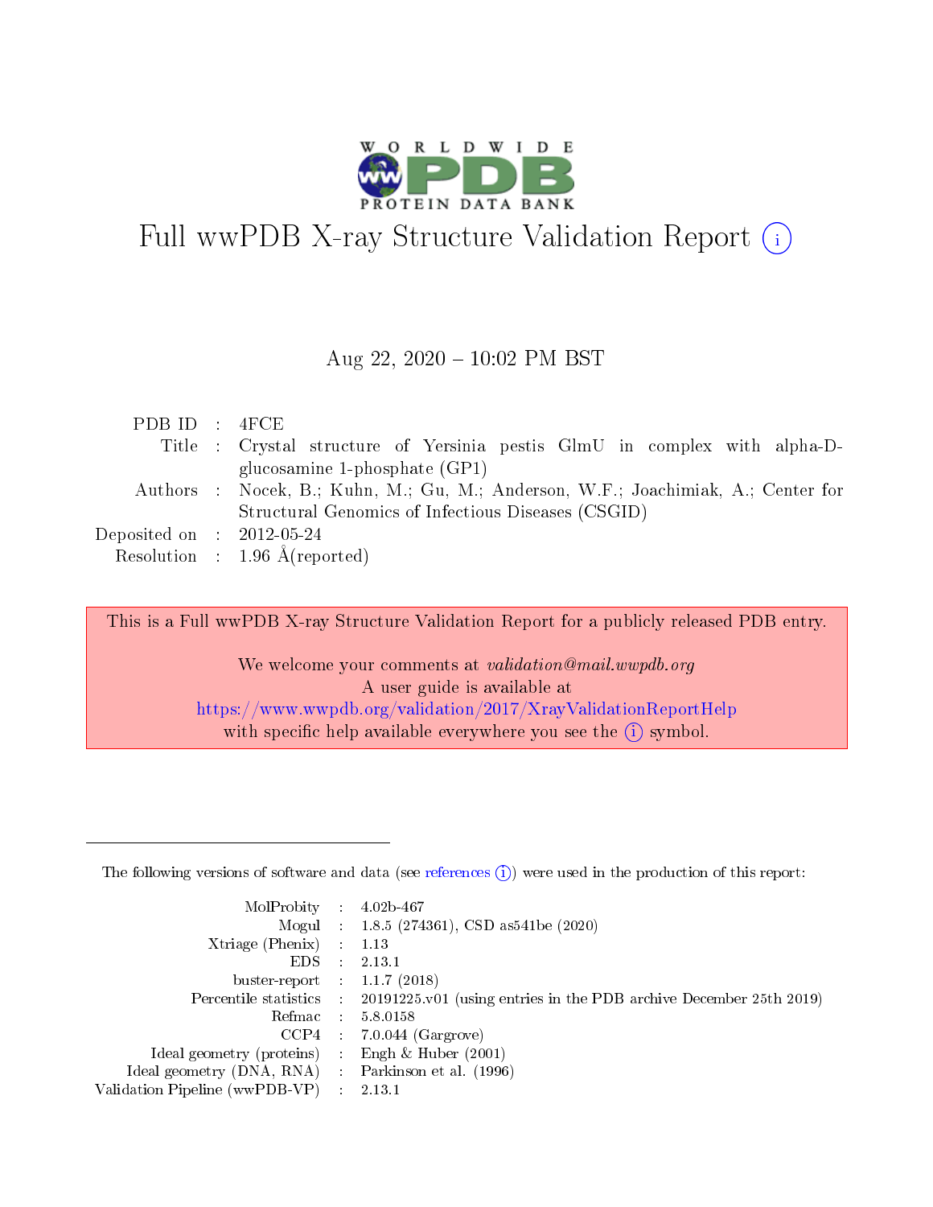# Full wwPDB X-ray Structure Validation Report ⓘ

Aug 22, 2020 – 10:02 PM BST

| | | |
|---|---|---|
| PDB ID | : | 4FCE |
| Title | : | Crystal structure of Yersinia pestis GlmU in complex with alpha-D-glucosamine 1-phosphate (GP1) |
| Authors | : | Nocek, B.; Kuhn, M.; Gu, M.; Anderson, W.F.; Joachimiak, A.; Center for Structural Genomics of Infectious Diseases (CSGID) |
| Deposited on | : | 2012-05-24 |
| Resolution | : | 1.96 Å(reported) |

This is a Full wwPDB X-ray Structure Validation Report for a publicly released PDB entry.

We welcome your comments at *validation@mail.wwpdb.org*
A user guide is available at
https://www.wwpdb.org/validation/2017/XrayValidationReportHelp
with specific help available everywhere you see the ⓘ symbol.

---

The following versions of software and data (see references ⓘ) were used in the production of this report:

| | | |
|---|---|---|
| MolProbity | : | 4.02b-467 |
| Mogul | : | 1.8.5 (274361), CSD as541be (2020) |
| Xtriage (Phenix) | : | 1.13 |
| EDS | : | 2.13.1 |
| buster-report | : | 1.1.7 (2018) |
| Percentile statistics | : | 20191225.v01 (using entries in the PDB archive December 25th 2019) |
| Refmac | : | 5.8.0158 |
| CCP4 | : | 7.0.044 (Gargrove) |
| Ideal geometry (proteins) | : | Engh & Huber (2001) |
| Ideal geometry (DNA, RNA) | : | Parkinson et al. (1996) |
| Validation Pipeline (wwPDB-VP) | : | 2.13.1 |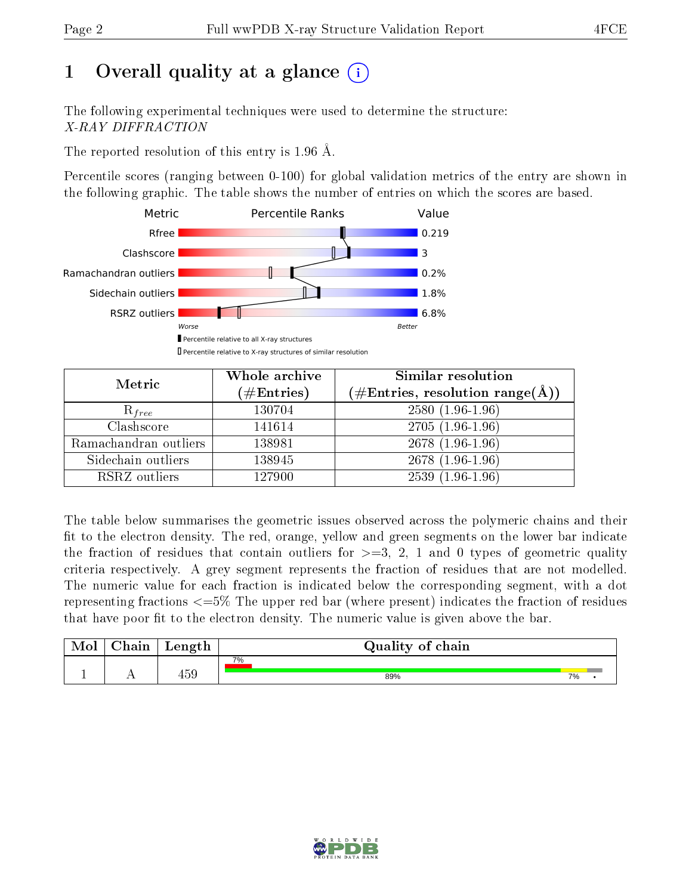# 1 Overall quality at a glance (i)

The following experimental techniques were used to determine the structure:
*X-RAY DIFFRACTION*

The reported resolution of this entry is 1.96 Å.

Percentile scores (ranging between 0-100) for global validation metrics of the entry are shown in the following graphic. The table shows the number of entries on which the scores are based.

| Metric | Value |
|---|---|
| Rfree | 0.219 |
| Clashscore | 3 |
| Ramachandran outliers | 0.2% |
| Sidechain outliers | 1.8% |
| RSRZ outliers | 6.8% |

Worse — Better

▮ Percentile relative to all X-ray structures
▯ Percentile relative to X-ray structures of similar resolution

| Metric | Whole archive (#Entries) | Similar resolution (#Entries, resolution range(Å)) |
|---|---|---|
| $R_{free}$ | 130704 | 2580 (1.96-1.96) |
| Clashscore | 141614 | 2705 (1.96-1.96) |
| Ramachandran outliers | 138981 | 2678 (1.96-1.96) |
| Sidechain outliers | 138945 | 2678 (1.96-1.96) |
| RSRZ outliers | 127900 | 2539 (1.96-1.96) |

The table below summarises the geometric issues observed across the polymeric chains and their fit to the electron density. The red, orange, yellow and green segments on the lower bar indicate the fraction of residues that contain outliers for >=3, 2, 1 and 0 types of geometric quality criteria respectively. A grey segment represents the fraction of residues that are not modelled. The numeric value for each fraction is indicated below the corresponding segment, with a dot representing fractions <=5% The upper red bar (where present) indicates the fraction of residues that have poor fit to the electron density. The numeric value is given above the bar.

| Mol | Chain | Length | Quality of chain |
|---|---|---|---|
| 1 | A | 459 | 7% (poor fit); 89% green, 7% yellow, • grey |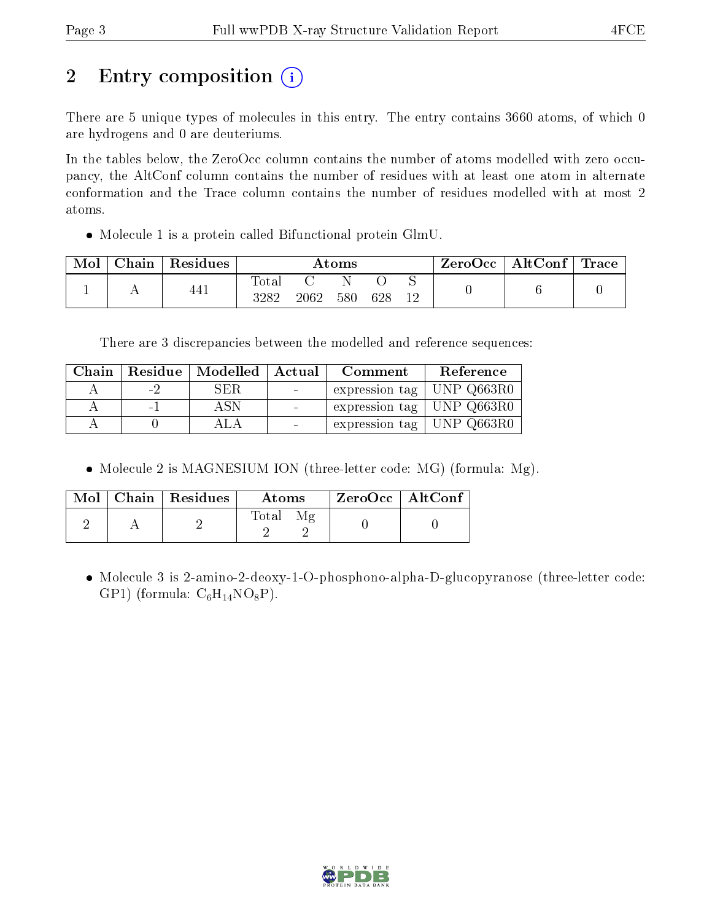# 2 Entry composition

There are 5 unique types of molecules in this entry. The entry contains 3660 atoms, of which 0 are hydrogens and 0 are deuteriums.

In the tables below, the ZeroOcc column contains the number of atoms modelled with zero occupancy, the AltConf column contains the number of residues with at least one atom in alternate conformation and the Trace column contains the number of residues modelled with at most 2 atoms.

- Molecule 1 is a protein called Bifunctional protein GlmU.

| Mol | Chain | Residues | Atoms | | | | | ZeroOcc | AltConf | Trace |
|---|---|---|---|---|---|---|---|---|---|---|
| 1 | A | 441 | Total<br>3282 | C<br>2062 | N<br>580 | O<br>628 | S<br>12 | 0 | 6 | 0 |

There are 3 discrepancies between the modelled and reference sequences:

| Chain | Residue | Modelled | Actual | Comment | Reference |
|---|---|---|---|---|---|
| A | -2 | SER | - | expression tag | UNP Q663R0 |
| A | -1 | ASN | - | expression tag | UNP Q663R0 |
| A | 0 | ALA | - | expression tag | UNP Q663R0 |

- Molecule 2 is MAGNESIUM ION (three-letter code: MG) (formula: Mg).

| Mol | Chain | Residues | Atoms | | ZeroOcc | AltConf |
|---|---|---|---|---|---|---|
| 2 | A | 2 | Total<br>2 | Mg<br>2 | 0 | 0 |

- Molecule 3 is 2-amino-2-deoxy-1-O-phosphono-alpha-D-glucopyranose (three-letter code: GP1) (formula: $C_6H_{14}NO_8P$).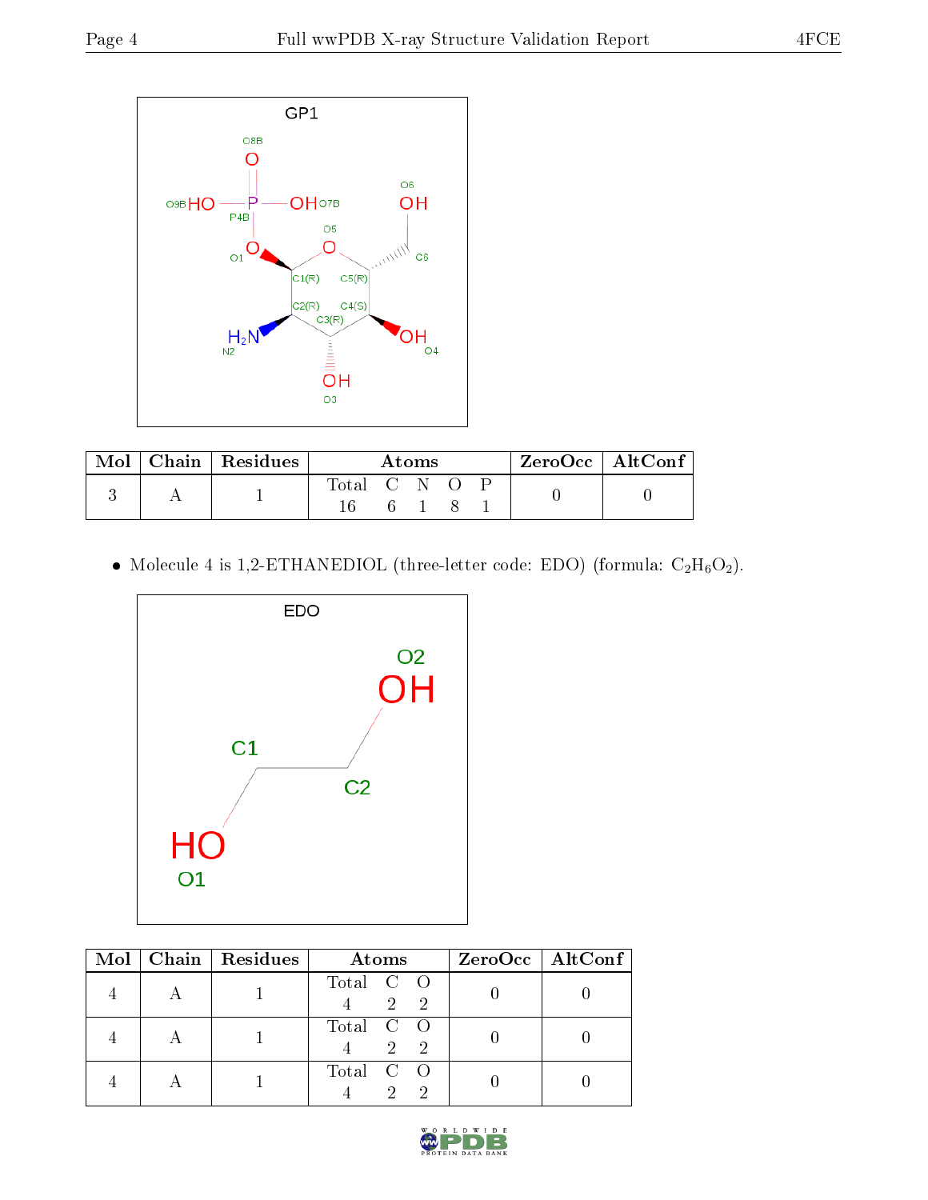| Mol | Chain | Residues | Atoms | | | | | ZeroOcc | AltConf |
|---|---|---|---|---|---|---|---|---|---|
| | | | Total | C | N | O | P | | |
| 3 | A | 1 | 16 | 6 | 1 | 8 | 1 | 0 | 0 |

- Molecule 4 is 1,2-ETHANEDIOL (three-letter code: EDO) (formula: $C_2H_6O_2$).

| Mol | Chain | Residues | Atoms | | | ZeroOcc | AltConf |
|---|---|---|---|---|---|---|---|
| | | | Total | C | O | | |
| 4 | A | 1 | 4 | 2 | 2 | 0 | 0 |
| 4 | A | 1 | 4 | 2 | 2 | 0 | 0 |
| 4 | A | 1 | 4 | 2 | 2 | 0 | 0 |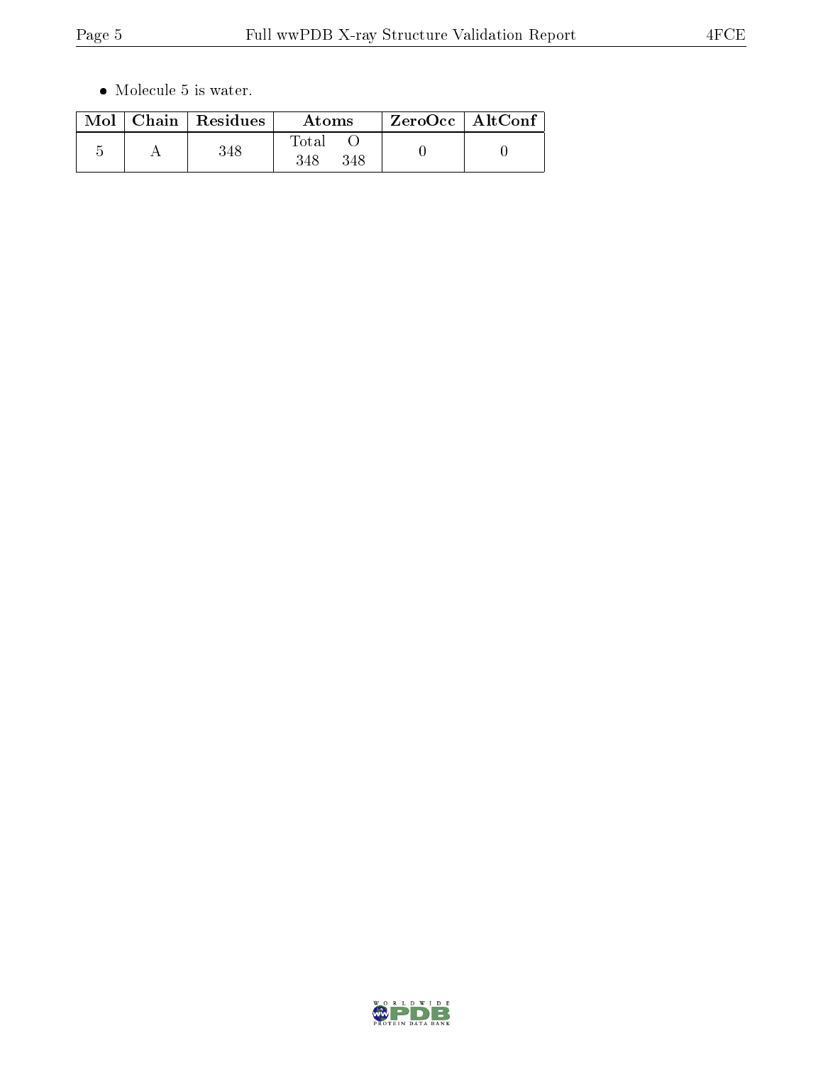- Molecule 5 is water.

| Mol | Chain | Residues | Atoms | | ZeroOcc | AltConf |
|---|---|---|---|---|---|---|
| | | | Total | O | | |
| 5 | A | 348 | 348 | 348 | 0 | 0 |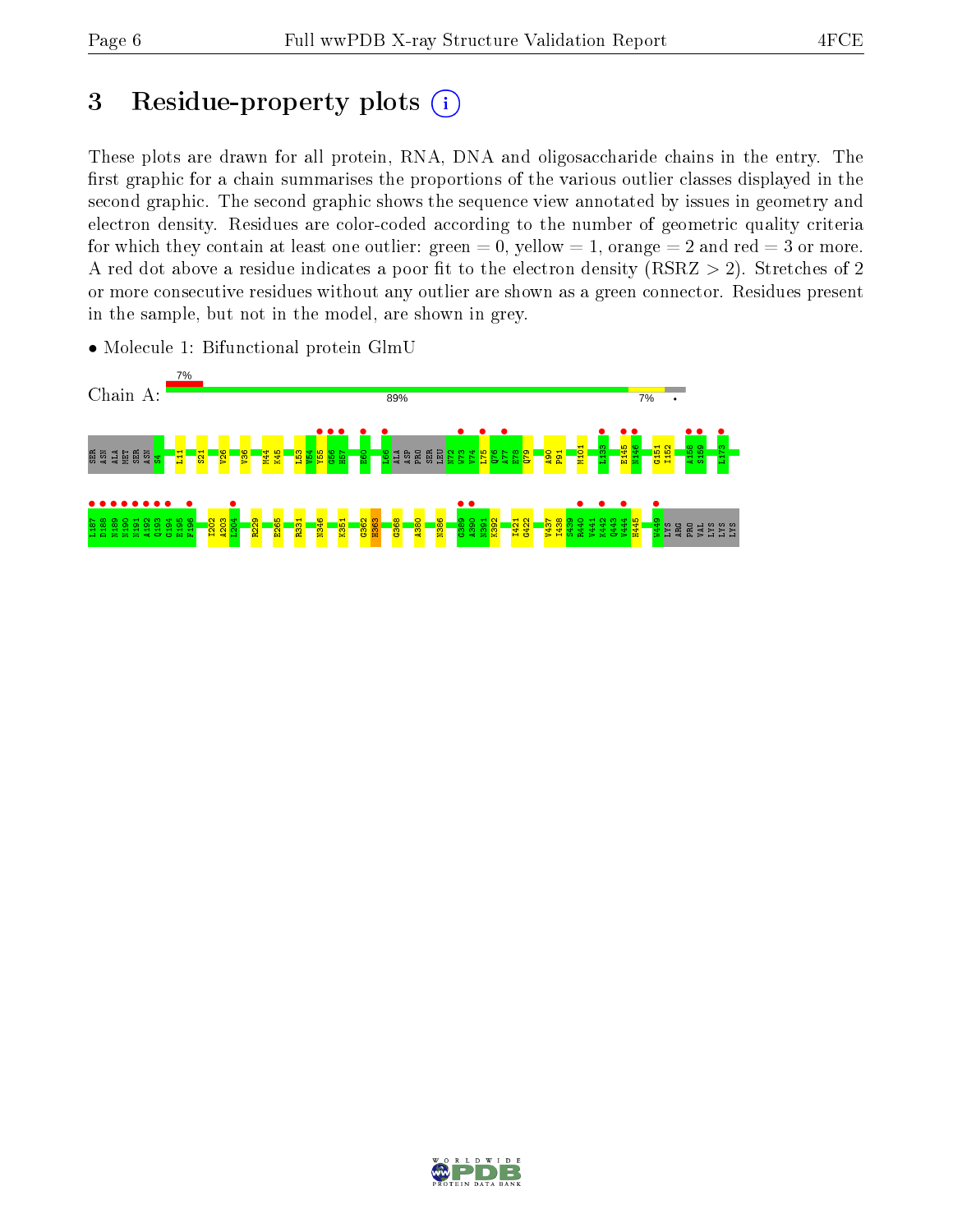# 3 Residue-property plots

These plots are drawn for all protein, RNA, DNA and oligosaccharide chains in the entry. The first graphic for a chain summarises the proportions of the various outlier classes displayed in the second graphic. The second graphic shows the sequence view annotated by issues in geometry and electron density. Residues are color-coded according to the number of geometric quality criteria for which they contain at least one outlier: green = 0, yellow = 1, orange = 2 and red = 3 or more. A red dot above a residue indicates a poor fit to the electron density (RSRZ > 2). Stretches of 2 or more consecutive residues without any outlier are shown as a green connector. Residues present in the sample, but not in the model, are shown in grey.

- Molecule 1: Bifunctional protein GlmU

Chain A: 7% | 89% | 7% | •

SER ASN ALA MET SER ASN S4 L11 S21 V26 V36 M44 K45 L53 V54 Y55 G56 H57 E60 L66 ALA ASP PRO SER LEU N72 W73 V74 L75 Q76 A77 E78 Q79 A90 P91 M101 L133 E145 N146 G151 I152 A158 S159 L173

L187 D188 N189 N190 N191 A192 Q193 G194 E195 F196 I202 A203 I204 R229 E265 R331 N346 K351 G362 H363 G368 A380 N386 G389 A390 N391 K392 I421 G422 V437 I438 S439 R440 V441 K442 Q443 V444 H445 W449 LYS ARG PRO VAL LYS LYS LYS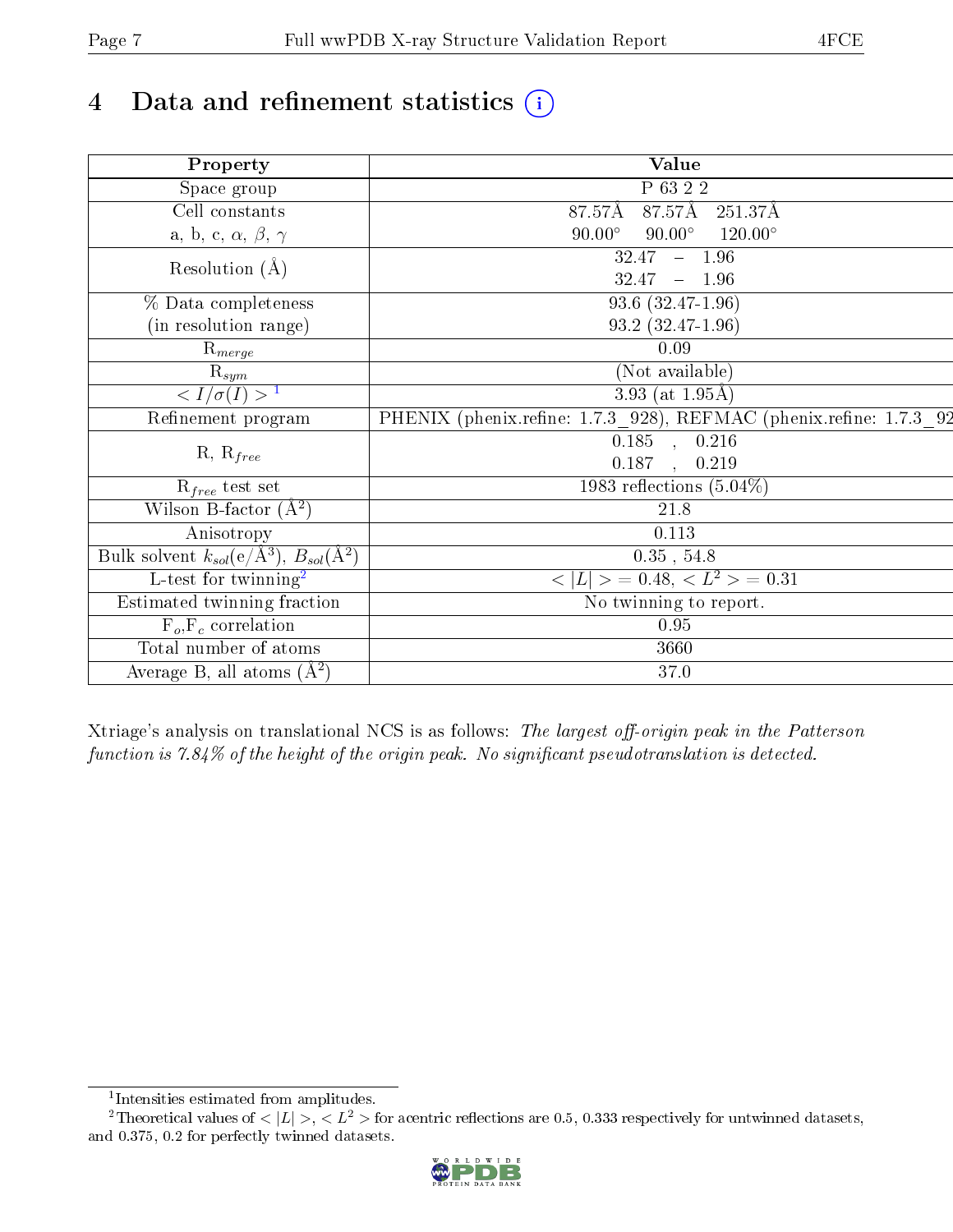# 4 Data and refinement statistics

| Property | Value |
|---|---|
| Space group | P 63 2 2 |
| Cell constants<br>a, b, c, $\alpha$, $\beta$, $\gamma$ | 87.57Å 87.57Å 251.37Å<br>90.00° 90.00° 120.00° |
| Resolution (Å) | 32.47 – 1.96<br>32.47 – 1.96 |
| % Data completeness<br>(in resolution range) | 93.6 (32.47-1.96)<br>93.2 (32.47-1.96) |
| $R_{merge}$ | 0.09 |
| $R_{sym}$ | (Not available) |
| $< I/\sigma(I) >$ [1] | 3.93 (at 1.95Å) |
| Refinement program | PHENIX (phenix.refine: 1.7.3_928), REFMAC (phenix.refine: 1.7.3_92 |
| R, $R_{free}$ | 0.185 , 0.216<br>0.187 , 0.219 |
| $R_{free}$ test set | 1983 reflections (5.04%) |
| Wilson B-factor (Å$^2$) | 21.8 |
| Anisotropy | 0.113 |
| Bulk solvent $k_{sol}$(e/Å$^3$), $B_{sol}$(Å$^2$) | 0.35 , 54.8 |
| L-test for twinning[2] | $< \|L\| >$ = 0.48, $< L^2 >$ = 0.31 |
| Estimated twinning fraction | No twinning to report. |
| $F_o$,$F_c$ correlation | 0.95 |
| Total number of atoms | 3660 |
| Average B, all atoms (Å$^2$) | 37.0 |

Xtriage's analysis on translational NCS is as follows: *The largest off-origin peak in the Patterson function is 7.84% of the height of the origin peak. No significant pseudotranslation is detected.*

[1] Intensities estimated from amplitudes.

[2] Theoretical values of $< |L| >$, $< L^2 >$ for acentric reflections are 0.5, 0.333 respectively for untwinned datasets, and 0.375, 0.2 for perfectly twinned datasets.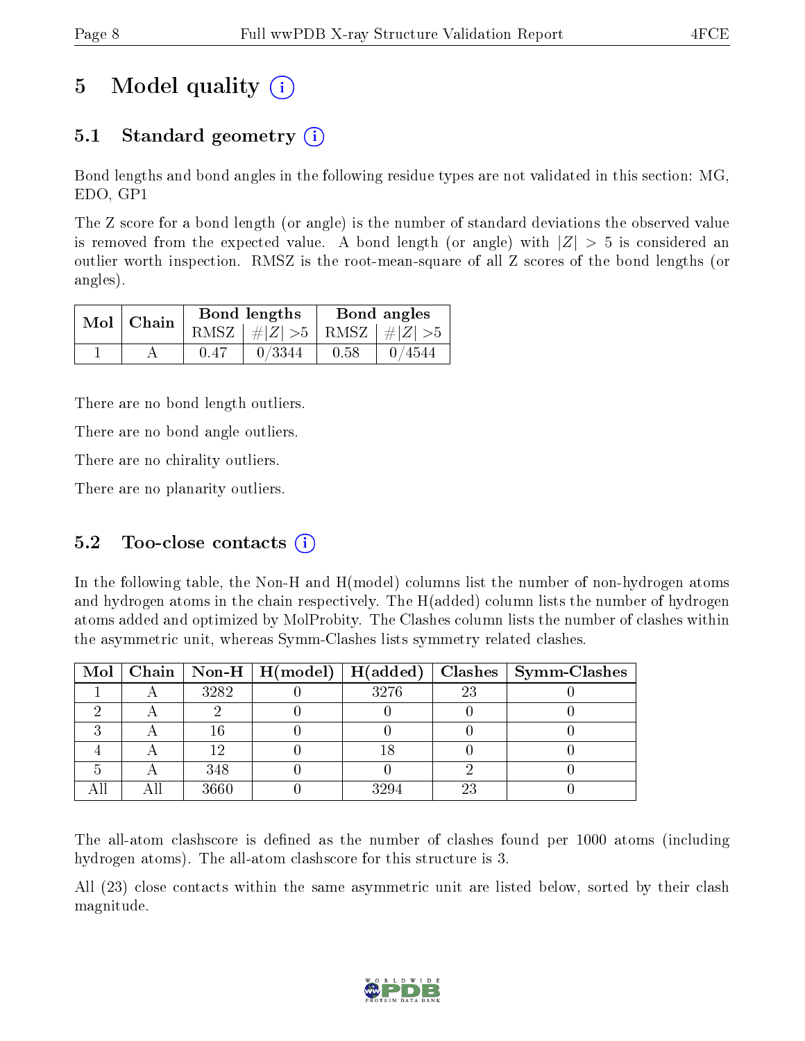# 5 Model quality

## 5.1 Standard geometry

Bond lengths and bond angles in the following residue types are not validated in this section: MG, EDO, GP1

The Z score for a bond length (or angle) is the number of standard deviations the observed value is removed from the expected value. A bond length (or angle) with $|Z| > 5$ is considered an outlier worth inspection. RMSZ is the root-mean-square of all Z scores of the bond lengths (or angles).

| Mol | Chain | Bond lengths | | Bond angles | |
|---|---|---|---|---|---|
| | | RMSZ | #\|Z\| >5 | RMSZ | #\|Z\| >5 |
| 1 | A | 0.47 | 0/3344 | 0.58 | 0/4544 |

There are no bond length outliers.

There are no bond angle outliers.

There are no chirality outliers.

There are no planarity outliers.

## 5.2 Too-close contacts

In the following table, the Non-H and H(model) columns list the number of non-hydrogen atoms and hydrogen atoms in the chain respectively. The H(added) column lists the number of hydrogen atoms added and optimized by MolProbity. The Clashes column lists the number of clashes within the asymmetric unit, whereas Symm-Clashes lists symmetry related clashes.

| Mol | Chain | Non-H | H(model) | H(added) | Clashes | Symm-Clashes |
|---|---|---|---|---|---|---|
| 1 | A | 3282 | 0 | 3276 | 23 | 0 |
| 2 | A | 2 | 0 | 0 | 0 | 0 |
| 3 | A | 16 | 0 | 0 | 0 | 0 |
| 4 | A | 12 | 0 | 18 | 0 | 0 |
| 5 | A | 348 | 0 | 0 | 2 | 0 |
| All | All | 3660 | 0 | 3294 | 23 | 0 |

The all-atom clashscore is defined as the number of clashes found per 1000 atoms (including hydrogen atoms). The all-atom clashscore for this structure is 3.

All (23) close contacts within the same asymmetric unit are listed below, sorted by their clash magnitude.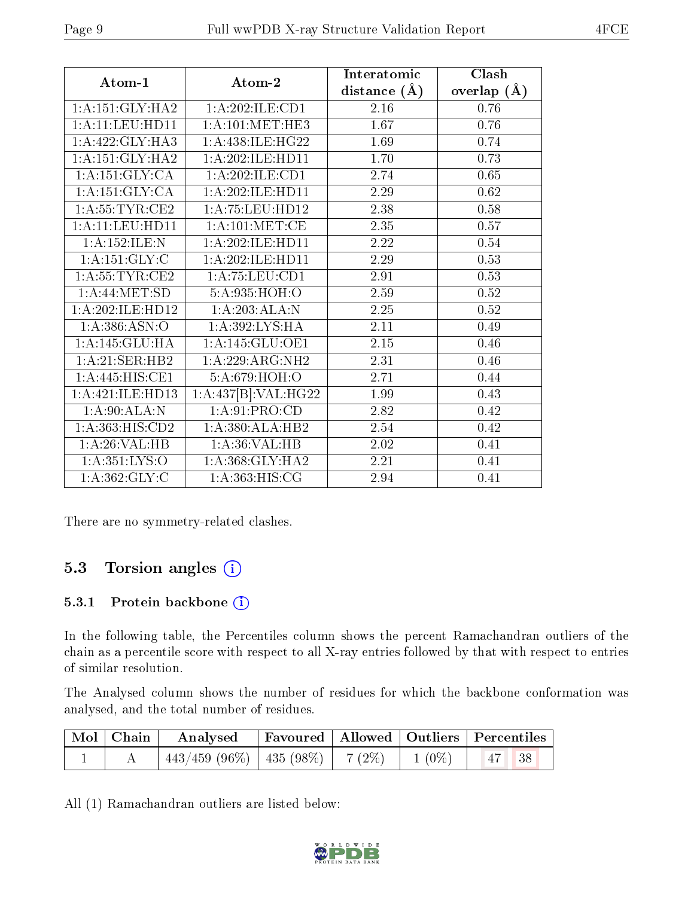| Atom-1 | Atom-2 | Interatomic distance (Å) | Clash overlap (Å) |
|---|---|---|---|
| 1:A:151:GLY:HA2 | 1:A:202:ILE:CD1 | 2.16 | 0.76 |
| 1:A:11:LEU:HD11 | 1:A:101:MET:HE3 | 1.67 | 0.76 |
| 1:A:422:GLY:HA3 | 1:A:438:ILE:HG22 | 1.69 | 0.74 |
| 1:A:151:GLY:HA2 | 1:A:202:ILE:HD11 | 1.70 | 0.73 |
| 1:A:151:GLY:CA | 1:A:202:ILE:CD1 | 2.74 | 0.65 |
| 1:A:151:GLY:CA | 1:A:202:ILE:HD11 | 2.29 | 0.62 |
| 1:A:55:TYR:CE2 | 1:A:75:LEU:HD12 | 2.38 | 0.58 |
| 1:A:11:LEU:HD11 | 1:A:101:MET:CE | 2.35 | 0.57 |
| 1:A:152:ILE:N | 1:A:202:ILE:HD11 | 2.22 | 0.54 |
| 1:A:151:GLY:C | 1:A:202:ILE:HD11 | 2.29 | 0.53 |
| 1:A:55:TYR:CE2 | 1:A:75:LEU:CD1 | 2.91 | 0.53 |
| 1:A:44:MET:SD | 5:A:935:HOH:O | 2.59 | 0.52 |
| 1:A:202:ILE:HD12 | 1:A:203:ALA:N | 2.25 | 0.52 |
| 1:A:386:ASN:O | 1:A:392:LYS:HA | 2.11 | 0.49 |
| 1:A:145:GLU:HA | 1:A:145:GLU:OE1 | 2.15 | 0.46 |
| 1:A:21:SER:HB2 | 1:A:229:ARG:NH2 | 2.31 | 0.46 |
| 1:A:445:HIS:CE1 | 5:A:679:HOH:O | 2.71 | 0.44 |
| 1:A:421:ILE:HD13 | 1:A:437[B]:VAL:HG22 | 1.99 | 0.43 |
| 1:A:90:ALA:N | 1:A:91:PRO:CD | 2.82 | 0.42 |
| 1:A:363:HIS:CD2 | 1:A:380:ALA:HB2 | 2.54 | 0.42 |
| 1:A:26:VAL:HB | 1:A:36:VAL:HB | 2.02 | 0.41 |
| 1:A:351:LYS:O | 1:A:368:GLY:HA2 | 2.21 | 0.41 |
| 1:A:362:GLY:C | 1:A:363:HIS:CG | 2.94 | 0.41 |

There are no symmetry-related clashes.

## 5.3 Torsion angles

### 5.3.1 Protein backbone

In the following table, the Percentiles column shows the percent Ramachandran outliers of the chain as a percentile score with respect to all X-ray entries followed by that with respect to entries of similar resolution.

The Analysed column shows the number of residues for which the backbone conformation was analysed, and the total number of residues.

| Mol | Chain | Analysed | Favoured | Allowed | Outliers | Percentiles |
|---|---|---|---|---|---|---|
| 1 | A | 443/459 (96%) | 435 (98%) | 7 (2%) | 1 (0%) | 47 38 |

All (1) Ramachandran outliers are listed below: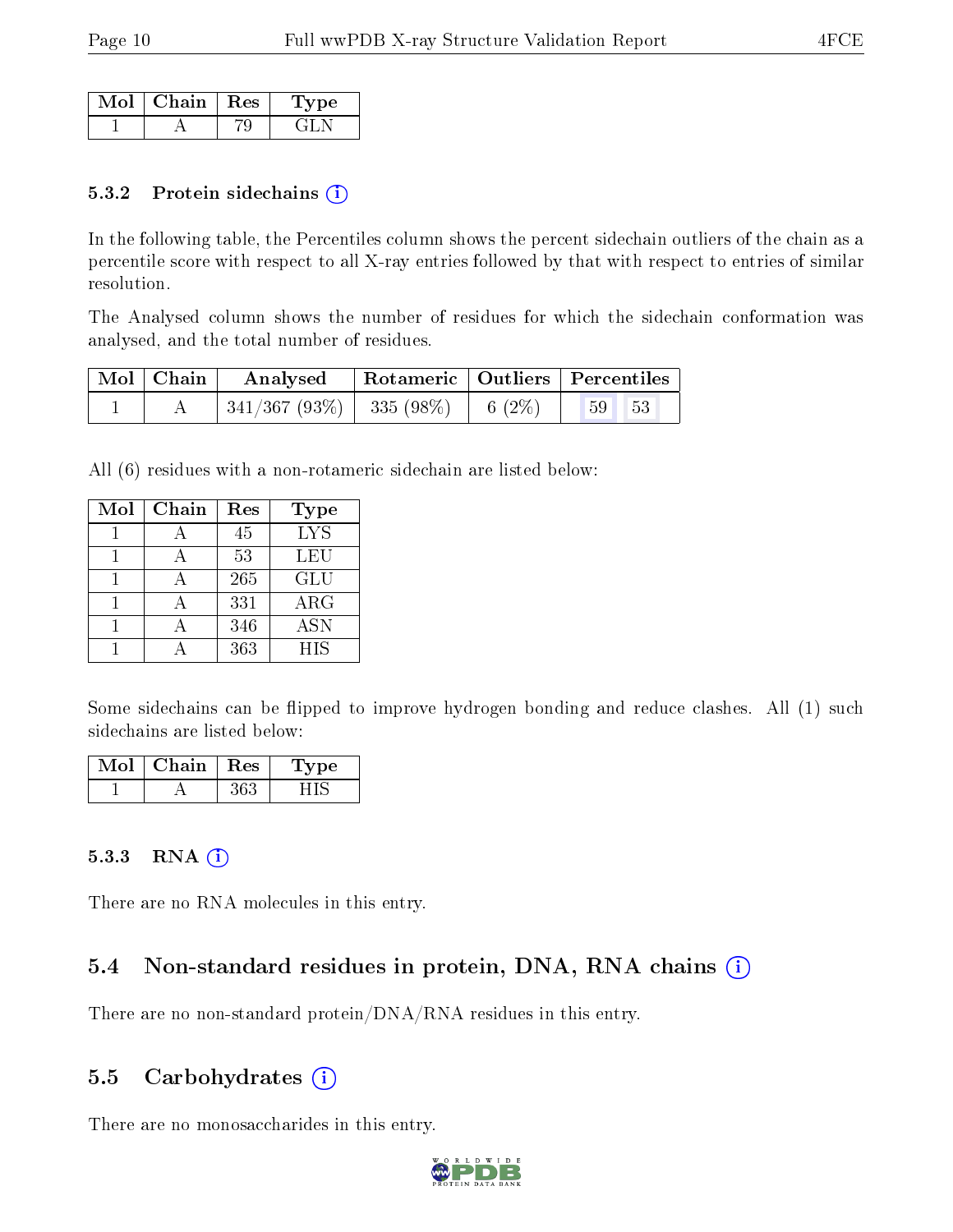| Mol | Chain | Res | Type |
|---|---|---|---|
| 1 | A | 79 | GLN |

### 5.3.2 Protein sidechains

In the following table, the Percentiles column shows the percent sidechain outliers of the chain as a percentile score with respect to all X-ray entries followed by that with respect to entries of similar resolution.

The Analysed column shows the number of residues for which the sidechain conformation was analysed, and the total number of residues.

| Mol | Chain | Analysed | Rotameric | Outliers | Percentiles | |
|---|---|---|---|---|---|---|
| 1 | A | 341/367 (93%) | 335 (98%) | 6 (2%) | 59 | 53 |

All (6) residues with a non-rotameric sidechain are listed below:

| Mol | Chain | Res | Type |
|---|---|---|---|
| 1 | A | 45 | LYS |
| 1 | A | 53 | LEU |
| 1 | A | 265 | GLU |
| 1 | A | 331 | ARG |
| 1 | A | 346 | ASN |
| 1 | A | 363 | HIS |

Some sidechains can be flipped to improve hydrogen bonding and reduce clashes. All (1) such sidechains are listed below:

| Mol | Chain | Res | Type |
|---|---|---|---|
| 1 | A | 363 | HIS |

### 5.3.3 RNA

There are no RNA molecules in this entry.

## 5.4 Non-standard residues in protein, DNA, RNA chains

There are no non-standard protein/DNA/RNA residues in this entry.

## 5.5 Carbohydrates

There are no monosaccharides in this entry.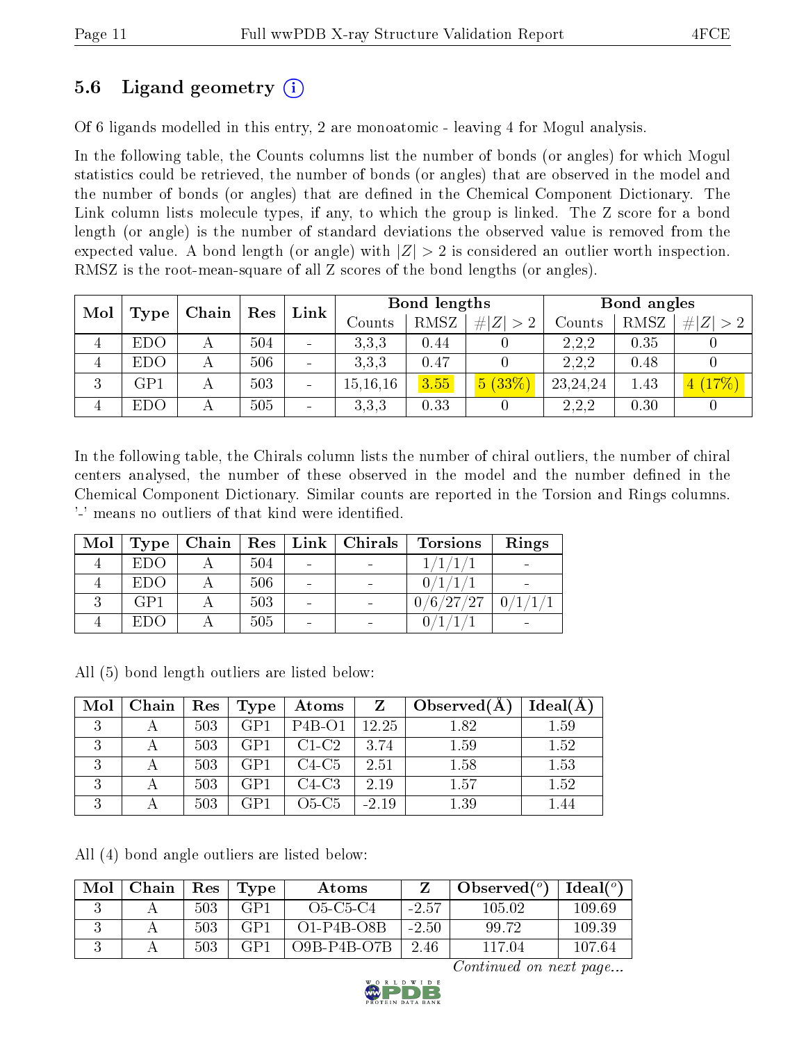## 5.6 Ligand geometry (i)

Of 6 ligands modelled in this entry, 2 are monoatomic - leaving 4 for Mogul analysis.

In the following table, the Counts columns list the number of bonds (or angles) for which Mogul statistics could be retrieved, the number of bonds (or angles) that are observed in the model and the number of bonds (or angles) that are defined in the Chemical Component Dictionary. The Link column lists molecule types, if any, to which the group is linked. The Z score for a bond length (or angle) is the number of standard deviations the observed value is removed from the expected value. A bond length (or angle) with $|Z| > 2$ is considered an outlier worth inspection. RMSZ is the root-mean-square of all Z scores of the bond lengths (or angles).

| Mol | Type | Chain | Res | Link | Bond lengths | | | Bond angles | | |
|---|---|---|---|---|---|---|---|---|---|---|
| | | | | | Counts | RMSZ | $\#\|Z\| > 2$ | Counts | RMSZ | $\#\|Z\| > 2$ |
| 4 | EDO | A | 504 | - | 3,3,3 | 0.44 | 0 | 2,2,2 | 0.35 | 0 |
| 4 | EDO | A | 506 | - | 3,3,3 | 0.47 | 0 | 2,2,2 | 0.48 | 0 |
| 3 | GP1 | A | 503 | - | 15,16,16 | 3.55 | 5 (33%) | 23,24,24 | 1.43 | 4 (17%) |
| 4 | EDO | A | 505 | - | 3,3,3 | 0.33 | 0 | 2,2,2 | 0.30 | 0 |

In the following table, the Chirals column lists the number of chiral outliers, the number of chiral centers analysed, the number of these observed in the model and the number defined in the Chemical Component Dictionary. Similar counts are reported in the Torsion and Rings columns. '-' means no outliers of that kind were identified.

| Mol | Type | Chain | Res | Link | Chirals | Torsions | Rings |
|---|---|---|---|---|---|---|---|
| 4 | EDO | A | 504 | - | - | 1/1/1/1 | - |
| 4 | EDO | A | 506 | - | - | 0/1/1/1 | - |
| 3 | GP1 | A | 503 | - | - | 0/6/27/27 | 0/1/1/1 |
| 4 | EDO | A | 505 | - | - | 0/1/1/1 | - |

All (5) bond length outliers are listed below:

| Mol | Chain | Res | Type | Atoms | Z | Observed(Å) | Ideal(Å) |
|---|---|---|---|---|---|---|---|
| 3 | A | 503 | GP1 | P4B-O1 | 12.25 | 1.82 | 1.59 |
| 3 | A | 503 | GP1 | C1-C2 | 3.74 | 1.59 | 1.52 |
| 3 | A | 503 | GP1 | C4-C5 | 2.51 | 1.58 | 1.53 |
| 3 | A | 503 | GP1 | C4-C3 | 2.19 | 1.57 | 1.52 |
| 3 | A | 503 | GP1 | O5-C5 | -2.19 | 1.39 | 1.44 |

All (4) bond angle outliers are listed below:

| Mol | Chain | Res | Type | Atoms | Z | Observed($^o$) | Ideal($^o$) |
|---|---|---|---|---|---|---|---|
| 3 | A | 503 | GP1 | O5-C5-C4 | -2.57 | 105.02 | 109.69 |
| 3 | A | 503 | GP1 | O1-P4B-O8B | -2.50 | 99.72 | 109.39 |
| 3 | A | 503 | GP1 | O9B-P4B-O7B | 2.46 | 117.04 | 107.64 |

*Continued on next page...*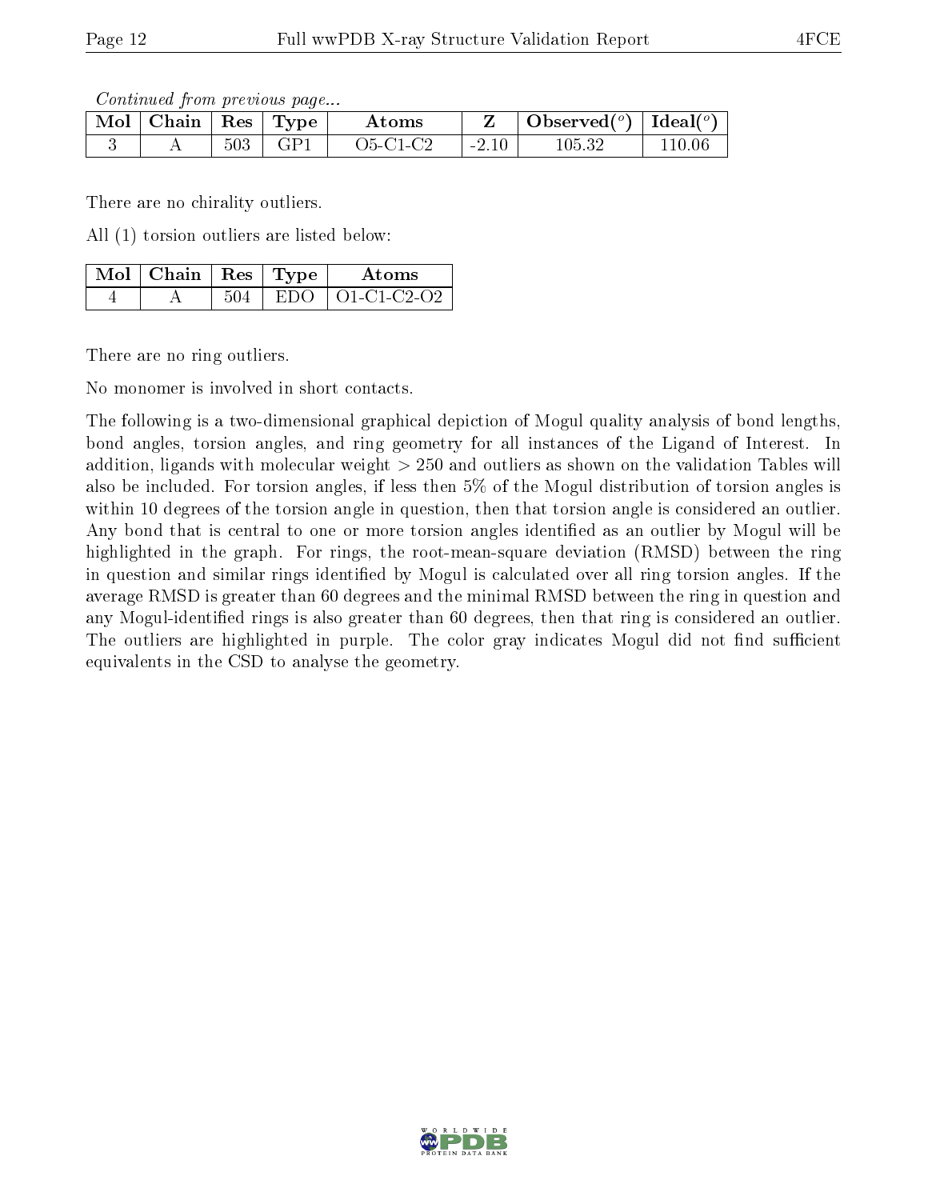*Continued from previous page...*

| Mol | Chain | Res | Type | Atoms | Z | Observed(°) | Ideal(°) |
|---|---|---|---|---|---|---|---|
| 3 | A | 503 | GP1 | O5-C1-C2 | -2.10 | 105.32 | 110.06 |

There are no chirality outliers.

All (1) torsion outliers are listed below:

| Mol | Chain | Res | Type | Atoms |
|---|---|---|---|---|
| 4 | A | 504 | EDO | O1-C1-C2-O2 |

There are no ring outliers.

No monomer is involved in short contacts.

The following is a two-dimensional graphical depiction of Mogul quality analysis of bond lengths, bond angles, torsion angles, and ring geometry for all instances of the Ligand of Interest. In addition, ligands with molecular weight > 250 and outliers as shown on the validation Tables will also be included. For torsion angles, if less then 5% of the Mogul distribution of torsion angles is within 10 degrees of the torsion angle in question, then that torsion angle is considered an outlier. Any bond that is central to one or more torsion angles identified as an outlier by Mogul will be highlighted in the graph. For rings, the root-mean-square deviation (RMSD) between the ring in question and similar rings identified by Mogul is calculated over all ring torsion angles. If the average RMSD is greater than 60 degrees and the minimal RMSD between the ring in question and any Mogul-identified rings is also greater than 60 degrees, then that ring is considered an outlier. The outliers are highlighted in purple. The color gray indicates Mogul did not find sufficient equivalents in the CSD to analyse the geometry.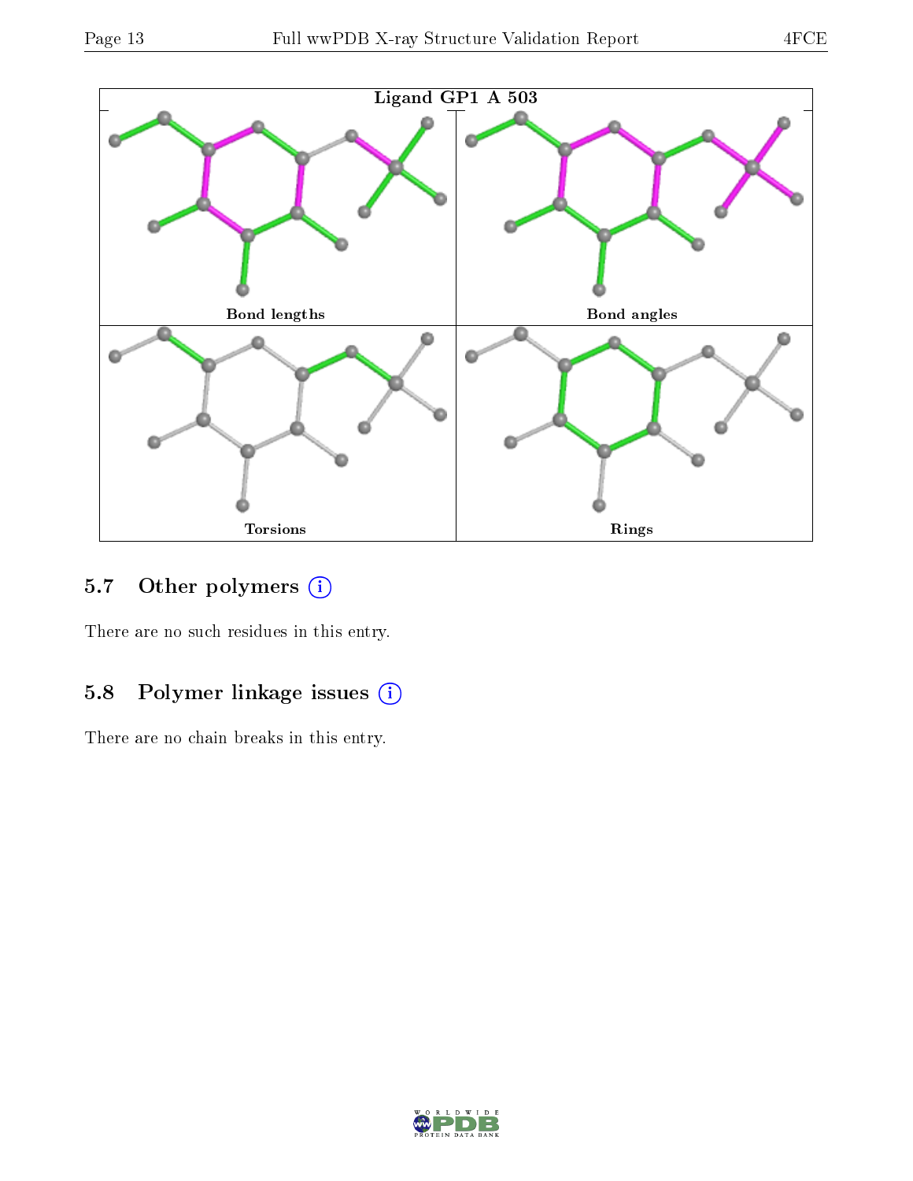Ligand GP1 A 503

Bond lengths

Bond angles

Torsions

Rings

### 5.7 Other polymers

There are no such residues in this entry.

### 5.8 Polymer linkage issues

There are no chain breaks in this entry.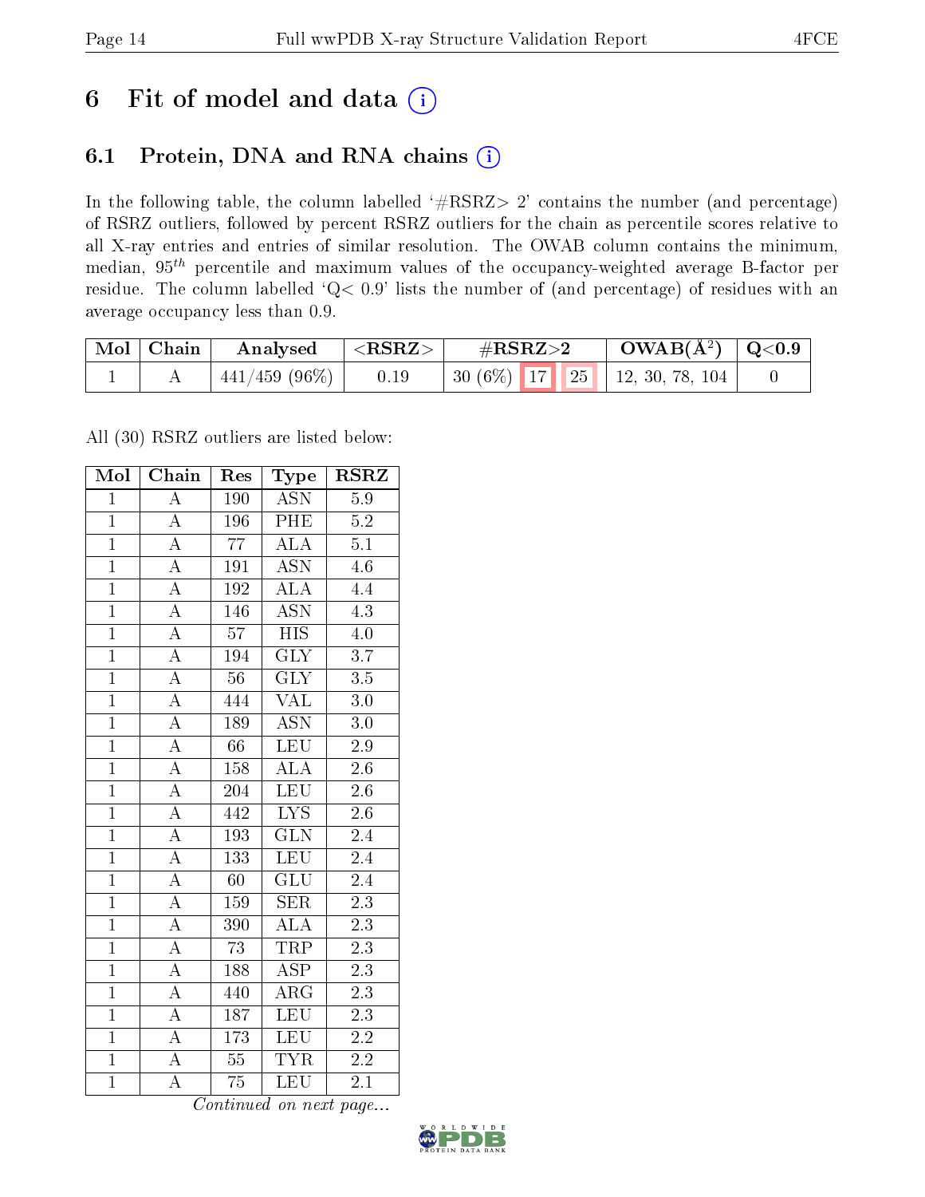# 6 Fit of model and data ⓘ

## 6.1 Protein, DNA and RNA chains ⓘ

In the following table, the column labelled '#RSRZ> 2' contains the number (and percentage) of RSRZ outliers, followed by percent RSRZ outliers for the chain as percentile scores relative to all X-ray entries and entries of similar resolution. The OWAB column contains the minimum, median, $95^{th}$ percentile and maximum values of the occupancy-weighted average B-factor per residue. The column labelled 'Q< 0.9' lists the number of (and percentage) of residues with an average occupancy less than 0.9.

| Mol | Chain | Analysed | <RSRZ> | #RSRZ>2 | | | OWAB(Å²) | Q<0.9 |
|---|---|---|---|---|---|---|---|---|
| 1 | A | 441/459 (96%) | 0.19 | 30 (6%) | 17 | 25 | 12, 30, 78, 104 | 0 |

All (30) RSRZ outliers are listed below:

| Mol | Chain | Res | Type | RSRZ |
|---|---|---|---|---|
| 1 | A | 190 | ASN | 5.9 |
| 1 | A | 196 | PHE | 5.2 |
| 1 | A | 77 | ALA | 5.1 |
| 1 | A | 191 | ASN | 4.6 |
| 1 | A | 192 | ALA | 4.4 |
| 1 | A | 146 | ASN | 4.3 |
| 1 | A | 57 | HIS | 4.0 |
| 1 | A | 194 | GLY | 3.7 |
| 1 | A | 56 | GLY | 3.5 |
| 1 | A | 444 | VAL | 3.0 |
| 1 | A | 189 | ASN | 3.0 |
| 1 | A | 66 | LEU | 2.9 |
| 1 | A | 158 | ALA | 2.6 |
| 1 | A | 204 | LEU | 2.6 |
| 1 | A | 442 | LYS | 2.6 |
| 1 | A | 193 | GLN | 2.4 |
| 1 | A | 133 | LEU | 2.4 |
| 1 | A | 60 | GLU | 2.4 |
| 1 | A | 159 | SER | 2.3 |
| 1 | A | 390 | ALA | 2.3 |
| 1 | A | 73 | TRP | 2.3 |
| 1 | A | 188 | ASP | 2.3 |
| 1 | A | 440 | ARG | 2.3 |
| 1 | A | 187 | LEU | 2.3 |
| 1 | A | 173 | LEU | 2.2 |
| 1 | A | 55 | TYR | 2.2 |
| 1 | A | 75 | LEU | 2.1 |

*Continued on next page...*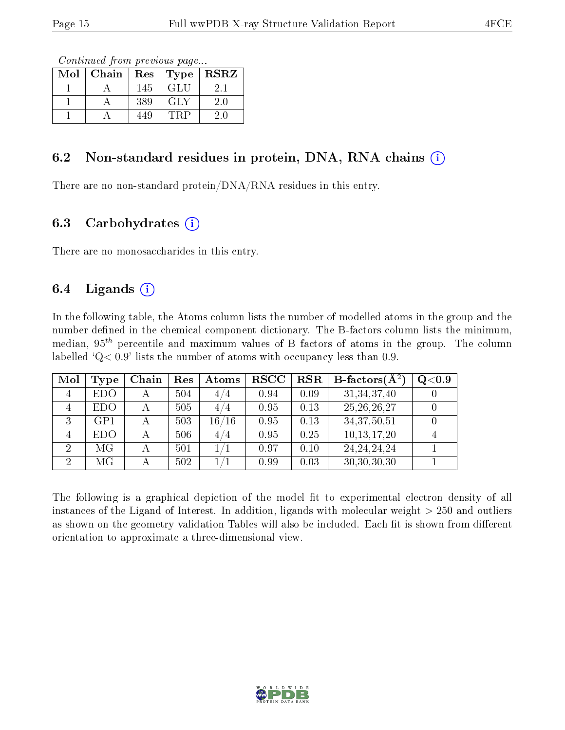*Continued from previous page...*

| Mol | Chain | Res | Type | RSRZ |
|---|---|---|---|---|
| 1 | A | 145 | GLU | 2.1 |
| 1 | A | 389 | GLY | 2.0 |
| 1 | A | 449 | TRP | 2.0 |

### 6.2 Non-standard residues in protein, DNA, RNA chains (i)

There are no non-standard protein/DNA/RNA residues in this entry.

### 6.3 Carbohydrates (i)

There are no monosaccharides in this entry.

### 6.4 Ligands (i)

In the following table, the Atoms column lists the number of modelled atoms in the group and the number defined in the chemical component dictionary. The B-factors column lists the minimum, median, $95^{th}$ percentile and maximum values of B factors of atoms in the group. The column labelled 'Q< 0.9' lists the number of atoms with occupancy less than 0.9.

| Mol | Type | Chain | Res | Atoms | RSCC | RSR | B-factors(Å$^2$) | Q<0.9 |
|---|---|---|---|---|---|---|---|---|
| 4 | EDO | A | 504 | 4/4 | 0.94 | 0.09 | 31,34,37,40 | 0 |
| 4 | EDO | A | 505 | 4/4 | 0.95 | 0.13 | 25,26,26,27 | 0 |
| 3 | GP1 | A | 503 | 16/16 | 0.95 | 0.13 | 34,37,50,51 | 0 |
| 4 | EDO | A | 506 | 4/4 | 0.95 | 0.25 | 10,13,17,20 | 4 |
| 2 | MG | A | 501 | 1/1 | 0.97 | 0.10 | 24,24,24,24 | 1 |
| 2 | MG | A | 502 | 1/1 | 0.99 | 0.03 | 30,30,30,30 | 1 |

The following is a graphical depiction of the model fit to experimental electron density of all instances of the Ligand of Interest. In addition, ligands with molecular weight > 250 and outliers as shown on the geometry validation Tables will also be included. Each fit is shown from different orientation to approximate a three-dimensional view.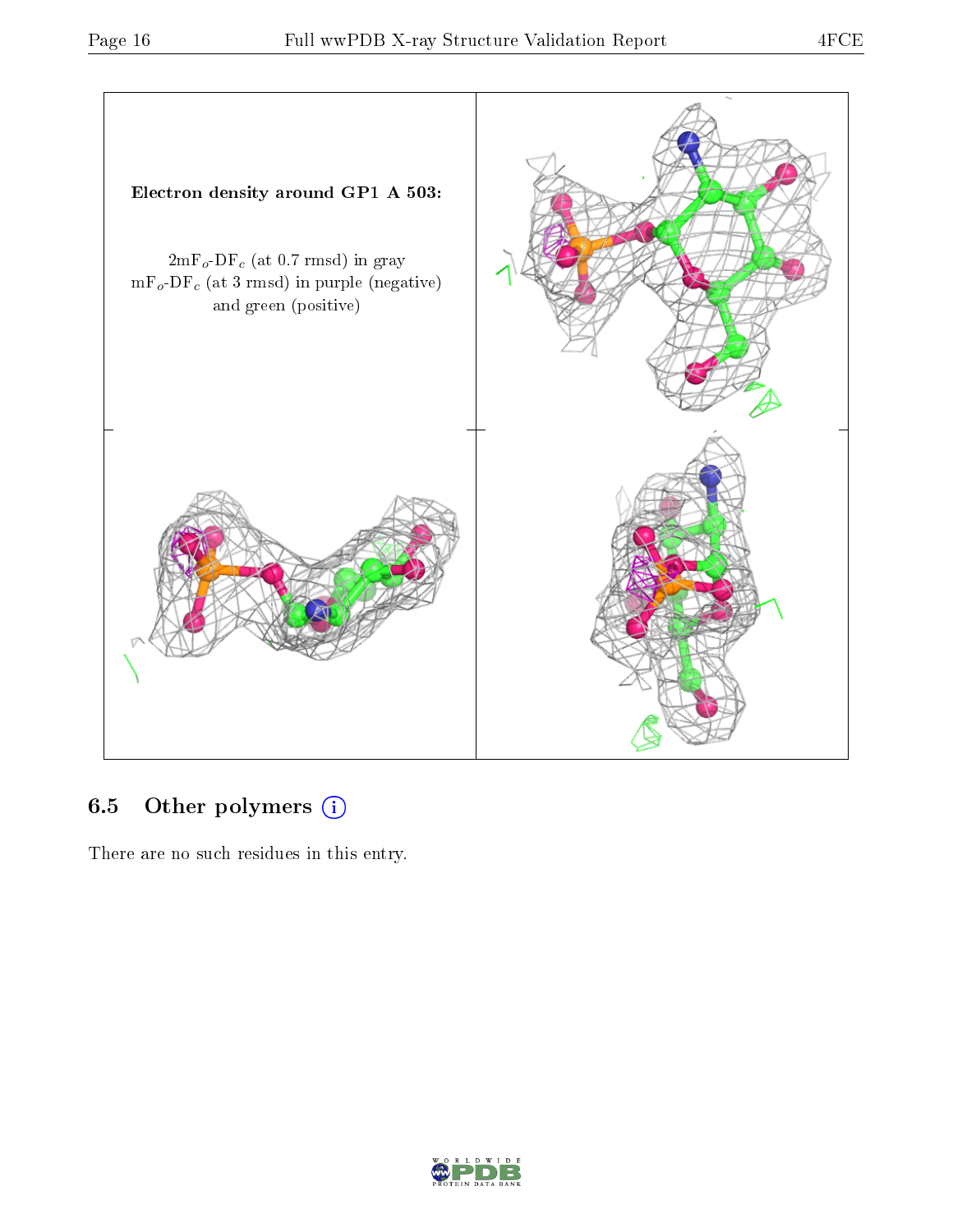**Electron density around GP1 A 503:**

$2mF_o$-$DF_c$ (at 0.7 rmsd) in gray
$mF_o$-$DF_c$ (at 3 rmsd) in purple (negative)
and green (positive)

## 6.5 Other polymers

There are no such residues in this entry.